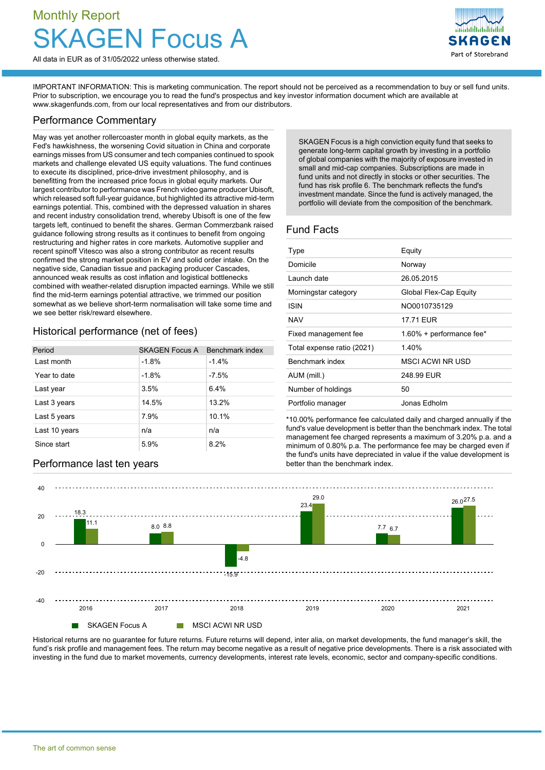Monthly Report

# SKAGEN Focus A

All data in EUR as of 31/05/2022 unless otherwise stated.

IMPORTANT INFORMATION: This is marketing communication. The report should not be perceived as a recommendation to buy or sell fund units. Prior to subscription, we encourage you to read the fund's prospectus and key investor information document which are available at www.skagenfunds.com, from our local representatives and from our distributors.

## Performance Commentary

May was yet another rollercoaster month in global equity markets, as the Fed's hawkishness, the worsening Covid situation in China and corporate earnings misses from US consumer and tech companies continued to spook markets and challenge elevated US equity valuations. The fund continues to execute its disciplined, price-drive investment philosophy, and is benefitting from the increased price focus in global equity markets. Our largest contributor to performance was French video game producer Ubisoft, which released soft full-year guidance, but highlighted its attractive mid-term earnings potential. This, combined with the depressed valuation in shares and recent industry consolidation trend, whereby Ubisoft is one of the few targets left, continued to benefit the shares. German Commerzbank raised guidance following strong results as it continues to benefit from ongoing restructuring and higher rates in core markets. Automotive supplier and recent spinoff Vitesco was also a strong contributor as recent results confirmed the strong market position in EV and solid order intake. On the negative side, Canadian tissue and packaging producer Cascades, announced weak results as cost inflation and logistical bottlenecks combined with weather-related disruption impacted earnings. While we still find the mid-term earnings potential attractive, we trimmed our position somewhat as we believe short-term normalisation will take some time and we see better risk/reward elsewhere.

SKAGEN Focus is a high conviction equity fund that seeks to generate long-term capital growth by investing in a portfolio of global companies with the majority of exposure invested in small and mid-cap companies. Subscriptions are made in fund units and not directly in stocks or other securities. The fund has risk profile 6. The benchmark reflects the fund's investment mandate. Since the fund is actively managed, the portfolio will deviate from the composition of the benchmark.

## Historical performance (net of fees)

| Period | SKAGEN Focus A | Benchmark index |
|---|---|---|
| Last month | -1.8% | -1.4% |
| Year to date | -1.8% | -7.5% |
| Last year | 3.5% | 6.4% |
| Last 3 years | 14.5% | 13.2% |
| Last 5 years | 7.9% | 10.1% |
| Last 10 years | n/a | n/a |
| Since start | 5.9% | 8.2% |

## Fund Facts

| | |
|---|---|
| Type | Equity |
| Domicile | Norway |
| Launch date | 26.05.2015 |
| Morningstar category | Global Flex-Cap Equity |
| ISIN | NO0010735129 |
| NAV | 17.71 EUR |
| Fixed management fee | 1.60% + performance fee* |
| Total expense ratio (2021) | 1.40% |
| Benchmark index | MSCI ACWI NR USD |
| AUM (mill.) | 248.99 EUR |
| Number of holdings | 50 |
| Portfolio manager | Jonas Edholm |

*10.00% performance fee calculated daily and charged annually if the fund's value development is better than the benchmark index. The total management fee charged represents a maximum of 3.20% p.a. and a minimum of 0.80% p.a. The performance fee may be charged even if the fund's units have depreciated in value if the value development is better than the benchmark index.

## Performance last ten years

| Year | SKAGEN Focus A | MSCI ACWI NR USD |
|---|---|---|
| 2016 | 18.3 | 11.1 |
| 2017 | 8.0 | 8.8 |
| 2018 | -15.9 | -4.8 |
| 2019 | 23.4 | 29.0 |
| 2020 | 7.7 | 6.7 |
| 2021 | 26.0 | 27.5 |

Historical returns are no guarantee for future returns. Future returns will depend, inter alia, on market developments, the fund manager's skill, the fund's risk profile and management fees. The return may become negative as a result of negative price developments. There is a risk associated with investing in the fund due to market movements, currency developments, interest rate levels, economic, sector and company-specific conditions.

The art of common sense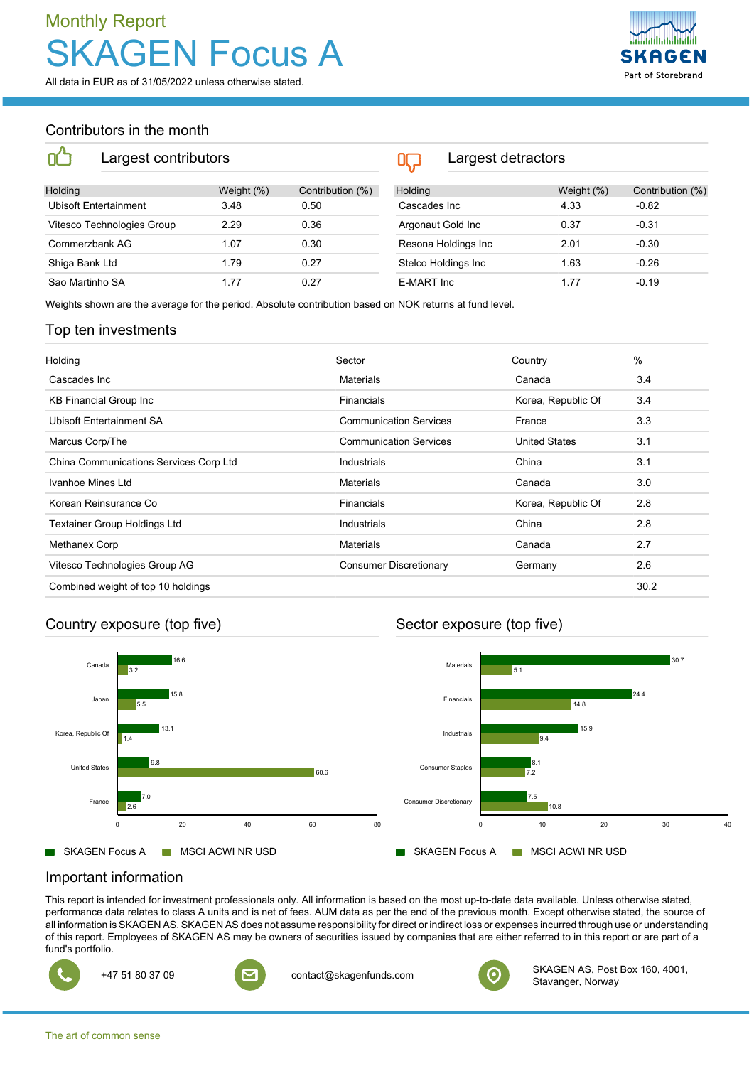Monthly Report

# SKAGEN Focus A

All data in EUR as of 31/05/2022 unless otherwise stated.

## Contributors in the month

### Largest contributors

| Holding | Weight (%) | Contribution (%) |
|---|---|---|
| Ubisoft Entertainment | 3.48 | 0.50 |
| Vitesco Technologies Group | 2.29 | 0.36 |
| Commerzbank AG | 1.07 | 0.30 |
| Shiga Bank Ltd | 1.79 | 0.27 |
| Sao Martinho SA | 1.77 | 0.27 |

### Largest detractors

| Holding | Weight (%) | Contribution (%) |
|---|---|---|
| Cascades Inc | 4.33 | -0.82 |
| Argonaut Gold Inc | 0.37 | -0.31 |
| Resona Holdings Inc | 2.01 | -0.30 |
| Stelco Holdings Inc | 1.63 | -0.26 |
| E-MART Inc | 1.77 | -0.19 |

Weights shown are the average for the period. Absolute contribution based on NOK returns at fund level.

## Top ten investments

| Holding | Sector | Country | % |
|---|---|---|---|
| Cascades Inc | Materials | Canada | 3.4 |
| KB Financial Group Inc | Financials | Korea, Republic Of | 3.4 |
| Ubisoft Entertainment SA | Communication Services | France | 3.3 |
| Marcus Corp/The | Communication Services | United States | 3.1 |
| China Communications Services Corp Ltd | Industrials | China | 3.1 |
| Ivanhoe Mines Ltd | Materials | Canada | 3.0 |
| Korean Reinsurance Co | Financials | Korea, Republic Of | 2.8 |
| Textainer Group Holdings Ltd | Industrials | China | 2.8 |
| Methanex Corp | Materials | Canada | 2.7 |
| Vitesco Technologies Group AG | Consumer Discretionary | Germany | 2.6 |
| Combined weight of top 10 holdings | | | 30.2 |

## Country exposure (top five)

Canada 16.6 3.2
Japan 15.8 5.5
Korea, Republic Of 13.1 1.4
United States 9.8 60.6
France 7.0 2.6

0 20 40 60 80

SKAGEN Focus A — MSCI ACWI NR USD

## Sector exposure (top five)

Materials 30.7 5.1
Financials 24.4 14.8
Industrials 15.9 9.4
Consumer Staples 8.1 7.2
Consumer Discretionary 7.5 10.8

0 10 20 30 40

SKAGEN Focus A — MSCI ACWI NR USD

## Important information

This report is intended for investment professionals only. All information is based on the most up-to-date data available. Unless otherwise stated, performance data relates to class A units and is net of fees. AUM data as per the end of the previous month. Except otherwise stated, the source of all information is SKAGEN AS. SKAGEN AS does not assume responsibility for direct or indirect loss or expenses incurred through use or understanding of this report. Employees of SKAGEN AS may be owners of securities issued by companies that are either referred to in this report or are part of a fund's portfolio.

+47 51 80 37 09

contact@skagenfunds.com

SKAGEN AS, Post Box 160, 4001, Stavanger, Norway

The art of common sense